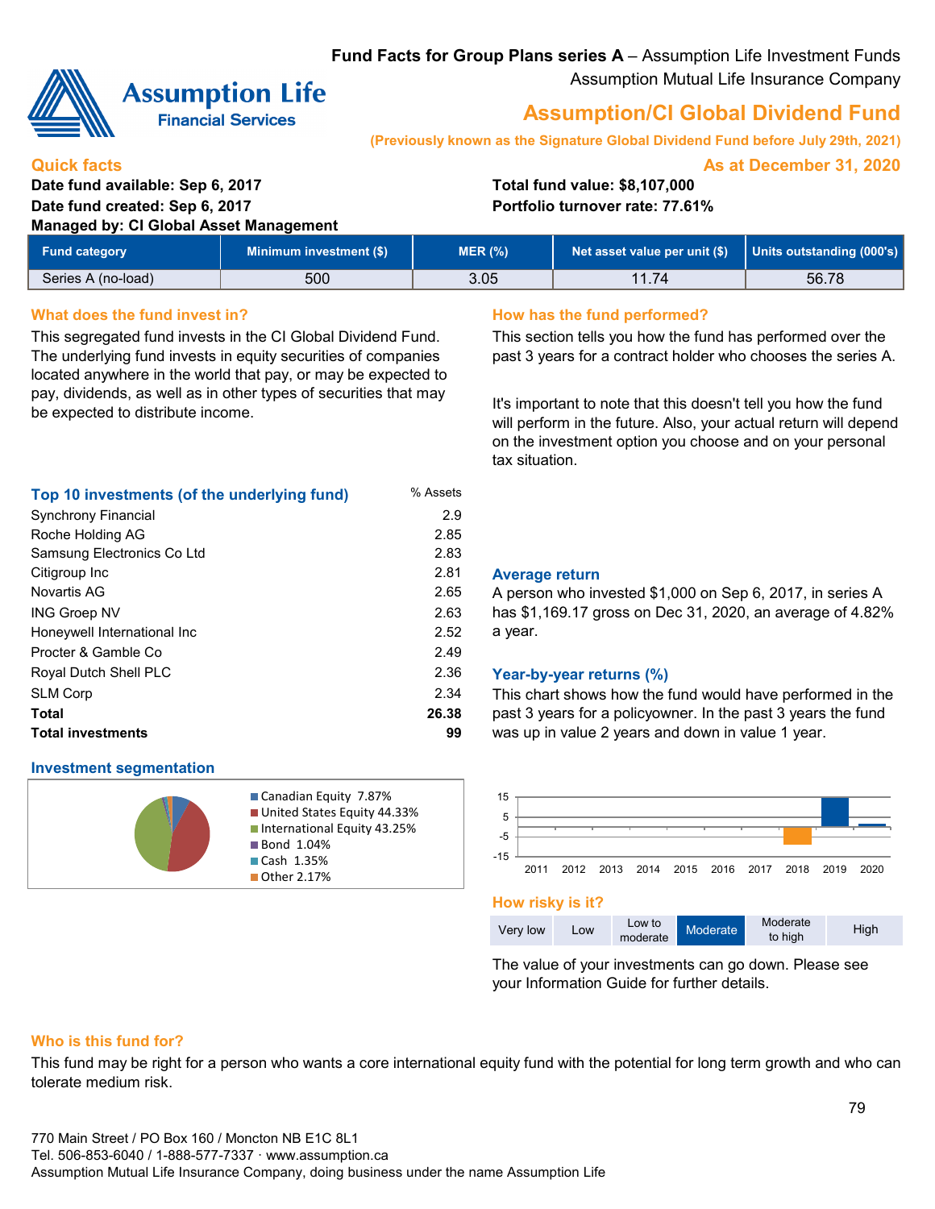**Fund Facts for Group Plans series A** – Assumption Life Investment Funds
Assumption Mutual Life Insurance Company

# Assumption/CI Global Dividend Fund

**(Previously known as the Signature Global Dividend Fund before July 29th, 2021)**

## Quick facts

**As at December 31, 2020**

**Date fund available: Sep 6, 2017**
**Date fund created: Sep 6, 2017**
**Managed by: CI Global Asset Management**
**Total fund value: $8,107,000**
**Portfolio turnover rate: 77.61%**

| Fund category | Minimum investment ($) | MER (%) | Net asset value per unit ($) | Units outstanding (000's) |
|---|---|---|---|---|
| Series A (no-load) | 500 | 3.05 | 11.74 | 56.78 |

## What does the fund invest in?

This segregated fund invests in the CI Global Dividend Fund. The underlying fund invests in equity securities of companies located anywhere in the world that pay, or may be expected to pay, dividends, as well as in other types of securities that may be expected to distribute income.

### Top 10 investments (of the underlying fund)

| | % Assets |
|---|---|
| Synchrony Financial | 2.9 |
| Roche Holding AG | 2.85 |
| Samsung Electronics Co Ltd | 2.83 |
| Citigroup Inc | 2.81 |
| Novartis AG | 2.65 |
| ING Groep NV | 2.63 |
| Honeywell International Inc | 2.52 |
| Procter & Gamble Co | 2.49 |
| Royal Dutch Shell PLC | 2.36 |
| SLM Corp | 2.34 |
| **Total** | **26.38** |
| **Total investments** | **99** |

### Investment segmentation

- Canadian Equity 7.87%
- United States Equity 44.33%
- International Equity 43.25%
- Bond 1.04%
- Cash 1.35%
- Other 2.17%

## How has the fund performed?

This section tells you how the fund has performed over the past 3 years for a contract holder who chooses the series A.

It's important to note that this doesn't tell you how the fund will perform in the future. Also, your actual return will depend on the investment option you choose and on your personal tax situation.

### Average return

A person who invested $1,000 on Sep 6, 2017, in series A has $1,169.17 gross on Dec 31, 2020, an average of 4.82% a year.

### Year-by-year returns (%)

This chart shows how the fund would have performed in the past 3 years for a policyowner. In the past 3 years the fund was up in value 2 years and down in value 1 year.

## How risky is it?

| Very low | Low | Low to moderate | **Moderate** | Moderate to high | High |
|---|---|---|---|---|---|

The value of your investments can go down. Please see your Information Guide for further details.

## Who is this fund for?

This fund may be right for a person who wants a core international equity fund with the potential for long term growth and who can tolerate medium risk.

770 Main Street / PO Box 160 / Moncton NB E1C 8L1
Tel. 506-853-6040 / 1-888-577-7337 · www.assumption.ca
Assumption Mutual Life Insurance Company, doing business under the name Assumption Life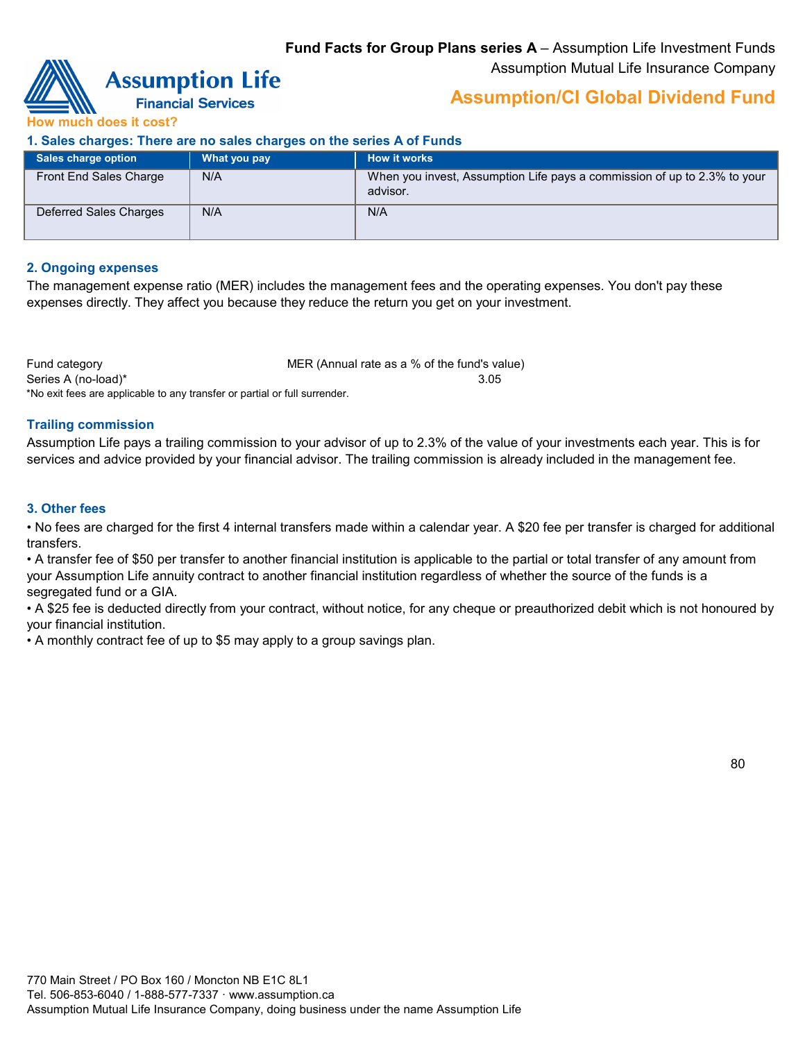Fund Facts for Group Plans series A – Assumption Life Investment Funds
Assumption Mutual Life Insurance Company

# Assumption/CI Global Dividend Fund

## How much does it cost?

### 1. Sales charges: There are no sales charges on the series A of Funds

| Sales charge option | What you pay | How it works |
|---|---|---|
| Front End Sales Charge | N/A | When you invest, Assumption Life pays a commission of up to 2.3% to your advisor. |
| Deferred Sales Charges | N/A | N/A |

### 2. Ongoing expenses

The management expense ratio (MER) includes the management fees and the operating expenses. You don't pay these expenses directly. They affect you because they reduce the return you get on your investment.

| Fund category | MER (Annual rate as a % of the fund's value) |
|---|---|
| Series A (no-load)* | 3.05 |

*No exit fees are applicable to any transfer or partial or full surrender.

### Trailing commission

Assumption Life pays a trailing commission to your advisor of up to 2.3% of the value of your investments each year. This is for services and advice provided by your financial advisor. The trailing commission is already included in the management fee.

### 3. Other fees

- No fees are charged for the first 4 internal transfers made within a calendar year. A $20 fee per transfer is charged for additional transfers.
- A transfer fee of $50 per transfer to another financial institution is applicable to the partial or total transfer of any amount from your Assumption Life annuity contract to another financial institution regardless of whether the source of the funds is a segregated fund or a GIA.
- A $25 fee is deducted directly from your contract, without notice, for any cheque or preauthorized debit which is not honoured by your financial institution.
- A monthly contract fee of up to $5 may apply to a group savings plan.

770 Main Street / PO Box 160 / Moncton NB E1C 8L1
Tel. 506-853-6040 / 1-888-577-7337 · www.assumption.ca
Assumption Mutual Life Insurance Company, doing business under the name Assumption Life